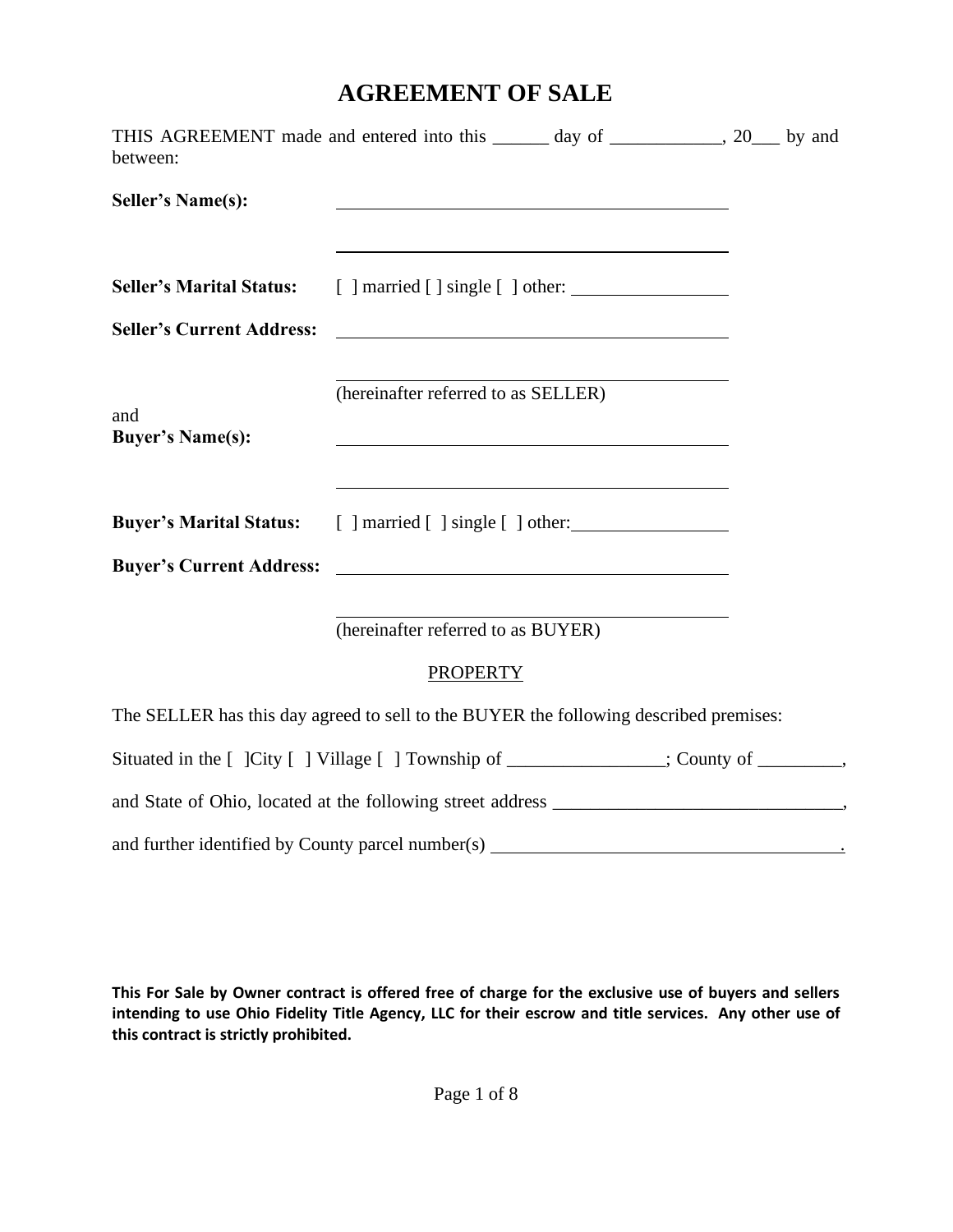# AGREEMENT OF SALE

THIS AGREEMENT made and entered into this ______ day of ____________, 20___ by and between:

**Seller's Name(s):** ____________________________________________

____________________________________________

**Seller's Marital Status:** [ ] married [ ] single [ ] other: _________________

**Seller's Current Address:** ____________________________________________

____________________________________________

(hereinafter referred to as SELLER)

and

**Buyer's Name(s):** ____________________________________________

____________________________________________

**Buyer's Marital Status:** [ ] married [ ] single [ ] other: _________________

**Buyer's Current Address:** ____________________________________________

____________________________________________

(hereinafter referred to as BUYER)

<u>PROPERTY</u>

The SELLER has this day agreed to sell to the BUYER the following described premises:

Situated in the [ ]City [ ] Village [ ] Township of _________________; County of _________,

and State of Ohio, located at the following street address _______________________________,

and further identified by County parcel number(s) ______________________________________.

**This For Sale by Owner contract is offered free of charge for the exclusive use of buyers and sellers intending to use Ohio Fidelity Title Agency, LLC for their escrow and title services. Any other use of this contract is strictly prohibited.**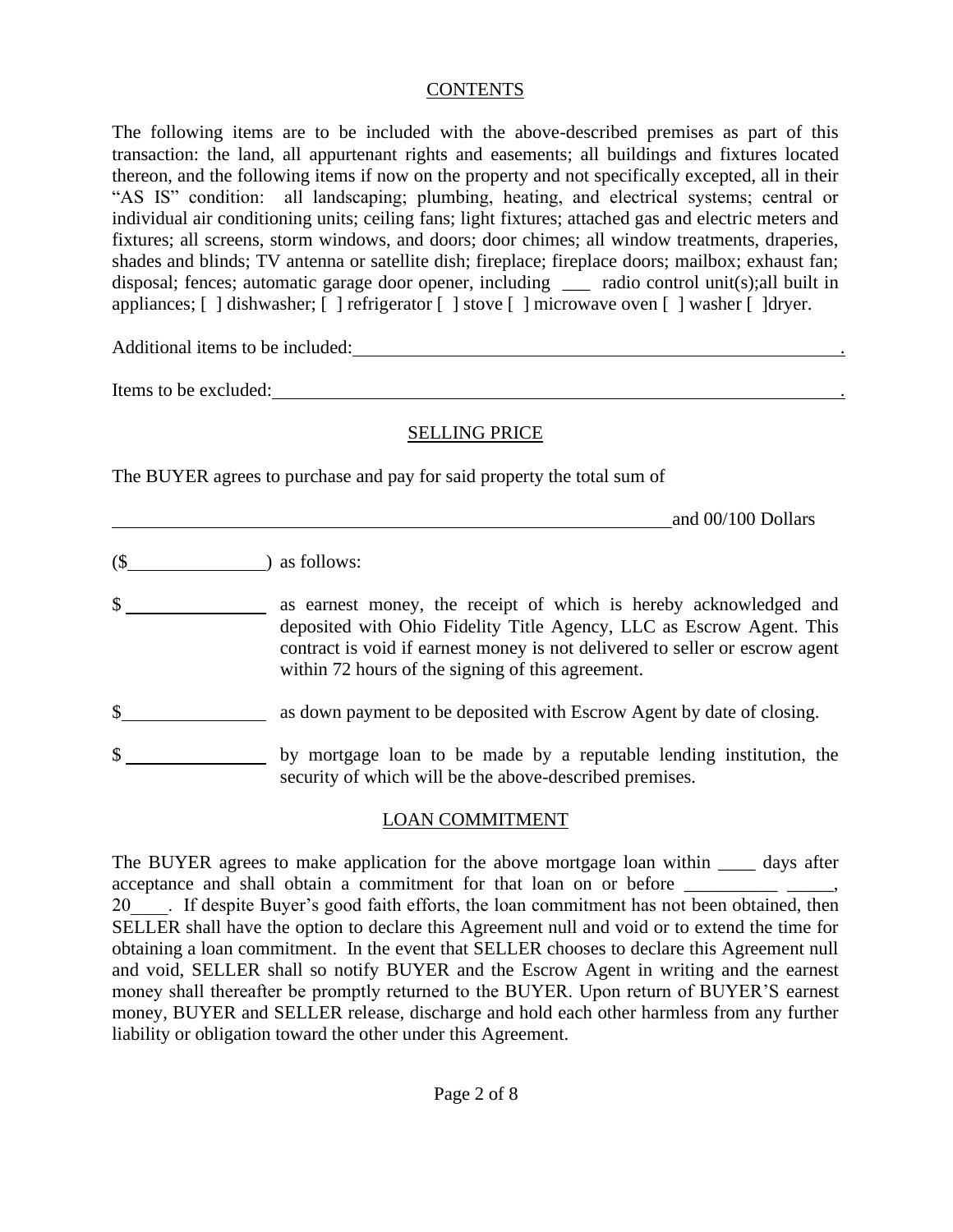## CONTENTS

The following items are to be included with the above-described premises as part of this transaction: the land, all appurtenant rights and easements; all buildings and fixtures located thereon, and the following items if now on the property and not specifically excepted, all in their "AS IS" condition: all landscaping; plumbing, heating, and electrical systems; central or individual air conditioning units; ceiling fans; light fixtures; attached gas and electric meters and fixtures; all screens, storm windows, and doors; door chimes; all window treatments, draperies, shades and blinds; TV antenna or satellite dish; fireplace; fireplace doors; mailbox; exhaust fan; disposal; fences; automatic garage door opener, including ___ radio control unit(s);all built in appliances; [ ] dishwasher; [ ] refrigerator [ ] stove [ ] microwave oven [ ] washer [ ]dryer.

Additional items to be included:________________________________________________________.

Items to be excluded:________________________________________________________________.

## SELLING PRICE

The BUYER agrees to purchase and pay for said property the total sum of

_______________________________________________________________ and 00/100 Dollars

($_______________) as follows:

$_______________ as earnest money, the receipt of which is hereby acknowledged and deposited with Ohio Fidelity Title Agency, LLC as Escrow Agent. This contract is void if earnest money is not delivered to seller or escrow agent within 72 hours of the signing of this agreement.

$_______________ as down payment to be deposited with Escrow Agent by date of closing.

$_______________ by mortgage loan to be made by a reputable lending institution, the security of which will be the above-described premises.

## LOAN COMMITMENT

The BUYER agrees to make application for the above mortgage loan within ____ days after acceptance and shall obtain a commitment for that loan on or before __________ _____, 20____. If despite Buyer's good faith efforts, the loan commitment has not been obtained, then SELLER shall have the option to declare this Agreement null and void or to extend the time for obtaining a loan commitment. In the event that SELLER chooses to declare this Agreement null and void, SELLER shall so notify BUYER and the Escrow Agent in writing and the earnest money shall thereafter be promptly returned to the BUYER. Upon return of BUYER'S earnest money, BUYER and SELLER release, discharge and hold each other harmless from any further liability or obligation toward the other under this Agreement.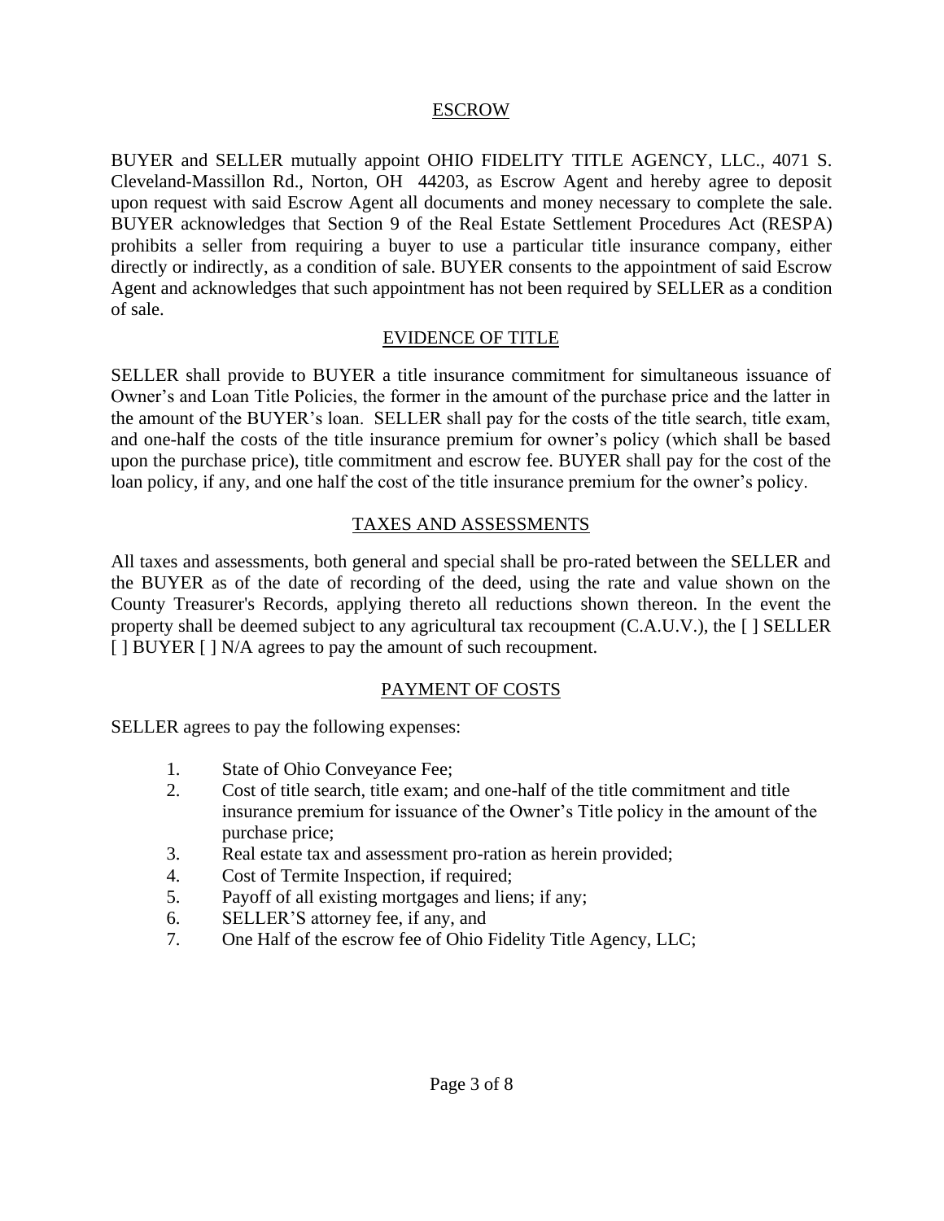## ESCROW

BUYER and SELLER mutually appoint OHIO FIDELITY TITLE AGENCY, LLC., 4071 S. Cleveland-Massillon Rd., Norton, OH 44203, as Escrow Agent and hereby agree to deposit upon request with said Escrow Agent all documents and money necessary to complete the sale. BUYER acknowledges that Section 9 of the Real Estate Settlement Procedures Act (RESPA) prohibits a seller from requiring a buyer to use a particular title insurance company, either directly or indirectly, as a condition of sale. BUYER consents to the appointment of said Escrow Agent and acknowledges that such appointment has not been required by SELLER as a condition of sale.

## EVIDENCE OF TITLE

SELLER shall provide to BUYER a title insurance commitment for simultaneous issuance of Owner's and Loan Title Policies, the former in the amount of the purchase price and the latter in the amount of the BUYER's loan. SELLER shall pay for the costs of the title search, title exam, and one-half the costs of the title insurance premium for owner's policy (which shall be based upon the purchase price), title commitment and escrow fee. BUYER shall pay for the cost of the loan policy, if any, and one half the cost of the title insurance premium for the owner's policy.

## TAXES AND ASSESSMENTS

All taxes and assessments, both general and special shall be pro-rated between the SELLER and the BUYER as of the date of recording of the deed, using the rate and value shown on the County Treasurer's Records, applying thereto all reductions shown thereon. In the event the property shall be deemed subject to any agricultural tax recoupment (C.A.U.V.), the [ ] SELLER [ ] BUYER [ ] N/A agrees to pay the amount of such recoupment.

## PAYMENT OF COSTS

SELLER agrees to pay the following expenses:

1. State of Ohio Conveyance Fee;
2. Cost of title search, title exam; and one-half of the title commitment and title insurance premium for issuance of the Owner's Title policy in the amount of the purchase price;
3. Real estate tax and assessment pro-ration as herein provided;
4. Cost of Termite Inspection, if required;
5. Payoff of all existing mortgages and liens; if any;
6. SELLER'S attorney fee, if any, and
7. One Half of the escrow fee of Ohio Fidelity Title Agency, LLC;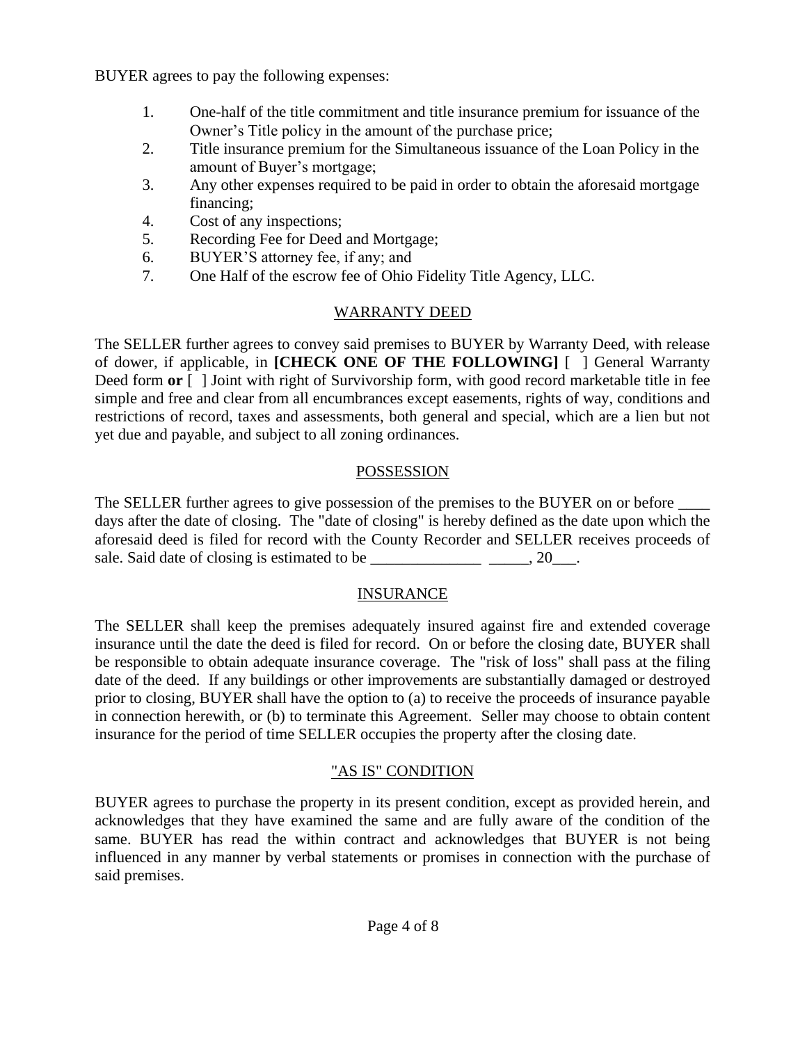BUYER agrees to pay the following expenses:

1. One-half of the title commitment and title insurance premium for issuance of the Owner's Title policy in the amount of the purchase price;
2. Title insurance premium for the Simultaneous issuance of the Loan Policy in the amount of Buyer's mortgage;
3. Any other expenses required to be paid in order to obtain the aforesaid mortgage financing;
4. Cost of any inspections;
5. Recording Fee for Deed and Mortgage;
6. BUYER'S attorney fee, if any; and
7. One Half of the escrow fee of Ohio Fidelity Title Agency, LLC.

## WARRANTY DEED

The SELLER further agrees to convey said premises to BUYER by Warranty Deed, with release of dower, if applicable, in **[CHECK ONE OF THE FOLLOWING]** [ ] General Warranty Deed form **or** [ ] Joint with right of Survivorship form, with good record marketable title in fee simple and free and clear from all encumbrances except easements, rights of way, conditions and restrictions of record, taxes and assessments, both general and special, which are a lien but not yet due and payable, and subject to all zoning ordinances.

## POSSESSION

The SELLER further agrees to give possession of the premises to the BUYER on or before ____ days after the date of closing. The "date of closing" is hereby defined as the date upon which the aforesaid deed is filed for record with the County Recorder and SELLER receives proceeds of sale. Said date of closing is estimated to be ______________ _____, 20___.

## INSURANCE

The SELLER shall keep the premises adequately insured against fire and extended coverage insurance until the date the deed is filed for record. On or before the closing date, BUYER shall be responsible to obtain adequate insurance coverage. The "risk of loss" shall pass at the filing date of the deed. If any buildings or other improvements are substantially damaged or destroyed prior to closing, BUYER shall have the option to (a) to receive the proceeds of insurance payable in connection herewith, or (b) to terminate this Agreement. Seller may choose to obtain content insurance for the period of time SELLER occupies the property after the closing date.

## "AS IS" CONDITION

BUYER agrees to purchase the property in its present condition, except as provided herein, and acknowledges that they have examined the same and are fully aware of the condition of the same. BUYER has read the within contract and acknowledges that BUYER is not being influenced in any manner by verbal statements or promises in connection with the purchase of said premises.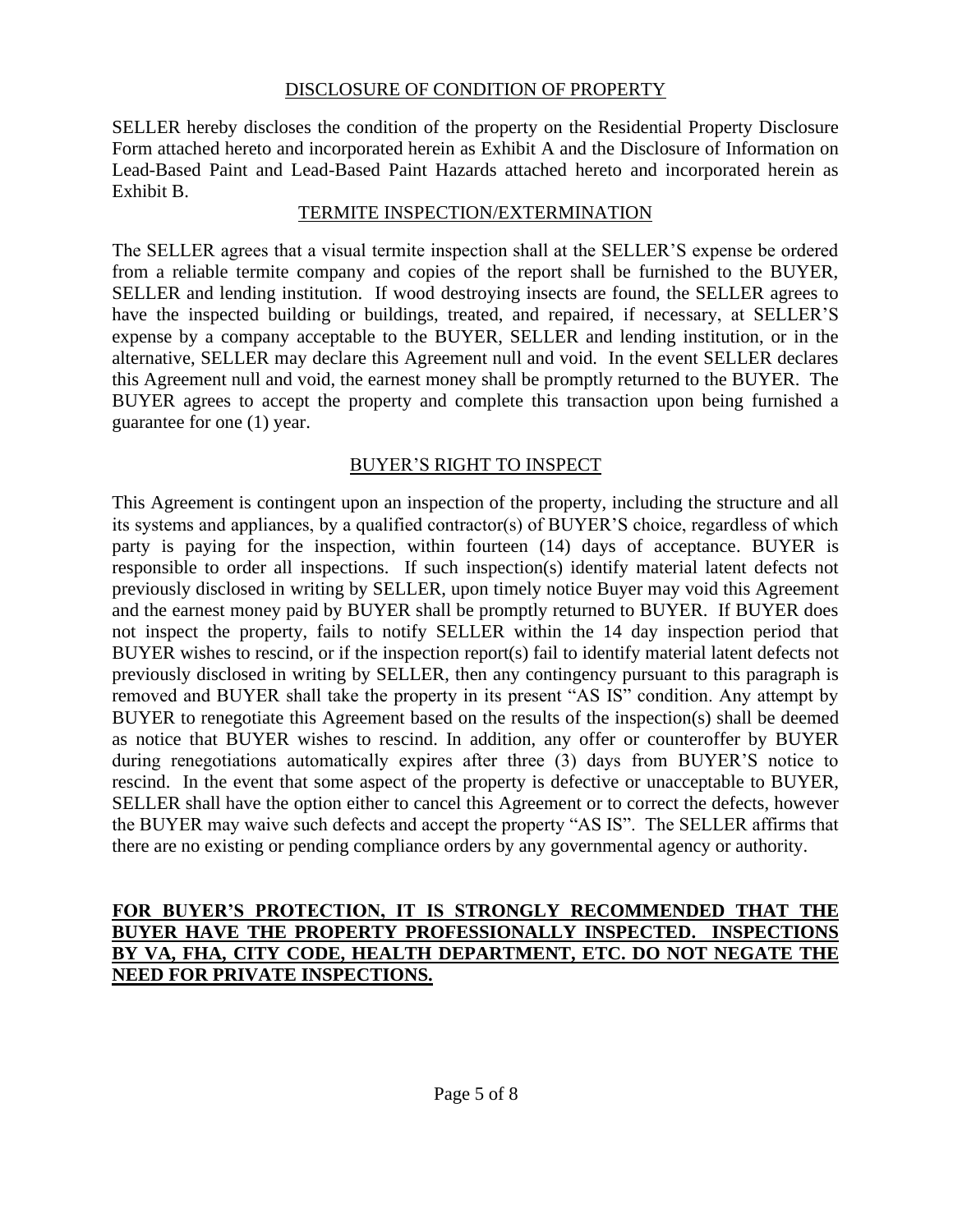## DISCLOSURE OF CONDITION OF PROPERTY

SELLER hereby discloses the condition of the property on the Residential Property Disclosure Form attached hereto and incorporated herein as Exhibit A and the Disclosure of Information on Lead-Based Paint and Lead-Based Paint Hazards attached hereto and incorporated herein as Exhibit B.

## TERMITE INSPECTION/EXTERMINATION

The SELLER agrees that a visual termite inspection shall at the SELLER'S expense be ordered from a reliable termite company and copies of the report shall be furnished to the BUYER, SELLER and lending institution. If wood destroying insects are found, the SELLER agrees to have the inspected building or buildings, treated, and repaired, if necessary, at SELLER'S expense by a company acceptable to the BUYER, SELLER and lending institution, or in the alternative, SELLER may declare this Agreement null and void. In the event SELLER declares this Agreement null and void, the earnest money shall be promptly returned to the BUYER. The BUYER agrees to accept the property and complete this transaction upon being furnished a guarantee for one (1) year.

## BUYER'S RIGHT TO INSPECT

This Agreement is contingent upon an inspection of the property, including the structure and all its systems and appliances, by a qualified contractor(s) of BUYER'S choice, regardless of which party is paying for the inspection, within fourteen (14) days of acceptance. BUYER is responsible to order all inspections. If such inspection(s) identify material latent defects not previously disclosed in writing by SELLER, upon timely notice Buyer may void this Agreement and the earnest money paid by BUYER shall be promptly returned to BUYER. If BUYER does not inspect the property, fails to notify SELLER within the 14 day inspection period that BUYER wishes to rescind, or if the inspection report(s) fail to identify material latent defects not previously disclosed in writing by SELLER, then any contingency pursuant to this paragraph is removed and BUYER shall take the property in its present "AS IS" condition. Any attempt by BUYER to renegotiate this Agreement based on the results of the inspection(s) shall be deemed as notice that BUYER wishes to rescind. In addition, any offer or counteroffer by BUYER during renegotiations automatically expires after three (3) days from BUYER'S notice to rescind. In the event that some aspect of the property is defective or unacceptable to BUYER, SELLER shall have the option either to cancel this Agreement or to correct the defects, however the BUYER may waive such defects and accept the property "AS IS". The SELLER affirms that there are no existing or pending compliance orders by any governmental agency or authority.

**FOR BUYER'S PROTECTION, IT IS STRONGLY RECOMMENDED THAT THE BUYER HAVE THE PROPERTY PROFESSIONALLY INSPECTED. INSPECTIONS BY VA, FHA, CITY CODE, HEALTH DEPARTMENT, ETC. DO NOT NEGATE THE NEED FOR PRIVATE INSPECTIONS.**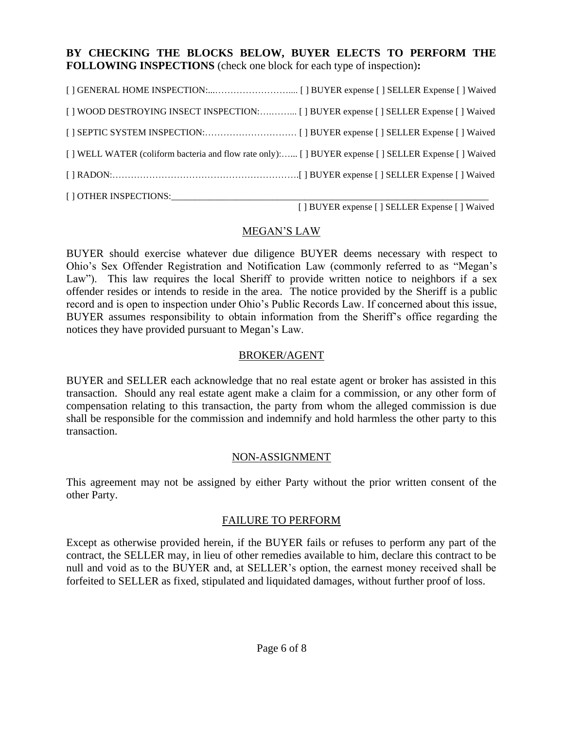**BY CHECKING THE BLOCKS BELOW, BUYER ELECTS TO PERFORM THE FOLLOWING INSPECTIONS** (check one block for each type of inspection)**:**

[ ] GENERAL HOME INSPECTION:...…………………….... [ ] BUYER expense [ ] SELLER Expense [ ] Waived

[ ] WOOD DESTROYING INSECT INSPECTION:….……... [ ] BUYER expense [ ] SELLER Expense [ ] Waived

[ ] SEPTIC SYSTEM INSPECTION:………………………… [ ] BUYER expense [ ] SELLER Expense [ ] Waived

[ ] WELL WATER (coliform bacteria and flow rate only):…... [ ] BUYER expense [ ] SELLER Expense [ ] Waived

[ ] RADON:…………………………………………………….[ ] BUYER expense [ ] SELLER Expense [ ] Waived

[ ] OTHER INSPECTIONS:_______________________________________________________________________

[ ] BUYER expense [ ] SELLER Expense [ ] Waived

## MEGAN'S LAW

BUYER should exercise whatever due diligence BUYER deems necessary with respect to Ohio's Sex Offender Registration and Notification Law (commonly referred to as "Megan's Law"). This law requires the local Sheriff to provide written notice to neighbors if a sex offender resides or intends to reside in the area. The notice provided by the Sheriff is a public record and is open to inspection under Ohio's Public Records Law. If concerned about this issue, BUYER assumes responsibility to obtain information from the Sheriff's office regarding the notices they have provided pursuant to Megan's Law.

## BROKER/AGENT

BUYER and SELLER each acknowledge that no real estate agent or broker has assisted in this transaction. Should any real estate agent make a claim for a commission, or any other form of compensation relating to this transaction, the party from whom the alleged commission is due shall be responsible for the commission and indemnify and hold harmless the other party to this transaction.

## NON-ASSIGNMENT

This agreement may not be assigned by either Party without the prior written consent of the other Party.

## FAILURE TO PERFORM

Except as otherwise provided herein, if the BUYER fails or refuses to perform any part of the contract, the SELLER may, in lieu of other remedies available to him, declare this contract to be null and void as to the BUYER and, at SELLER's option, the earnest money received shall be forfeited to SELLER as fixed, stipulated and liquidated damages, without further proof of loss.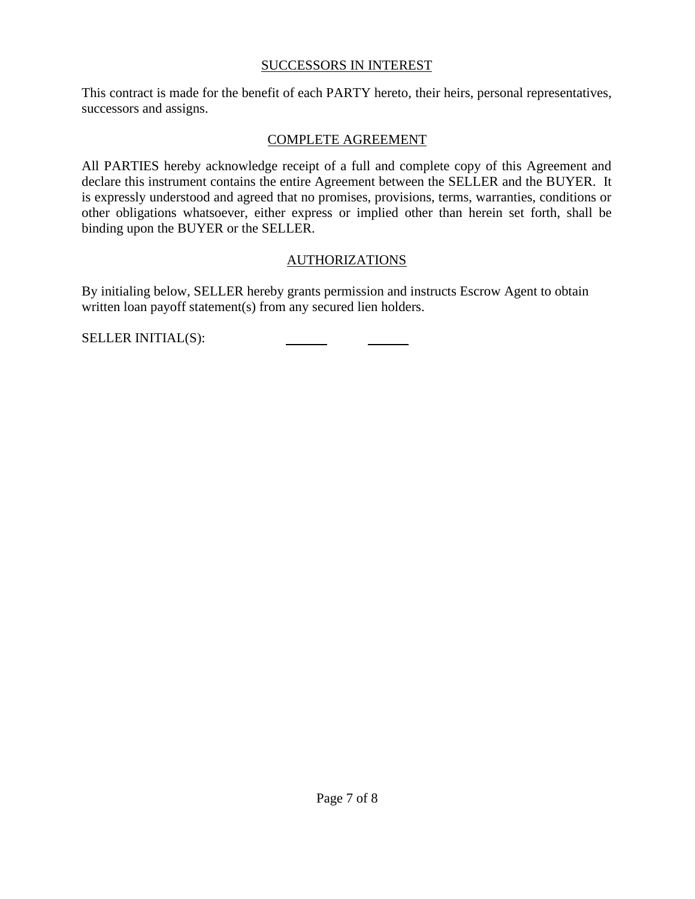## SUCCESSORS IN INTEREST

This contract is made for the benefit of each PARTY hereto, their heirs, personal representatives, successors and assigns.

## COMPLETE AGREEMENT

All PARTIES hereby acknowledge receipt of a full and complete copy of this Agreement and declare this instrument contains the entire Agreement between the SELLER and the BUYER. It is expressly understood and agreed that no promises, provisions, terms, warranties, conditions or other obligations whatsoever, either express or implied other than herein set forth, shall be binding upon the BUYER or the SELLER.

## AUTHORIZATIONS

By initialing below, SELLER hereby grants permission and instructs Escrow Agent to obtain written loan payoff statement(s) from any secured lien holders.

SELLER INITIAL(S): ______ ______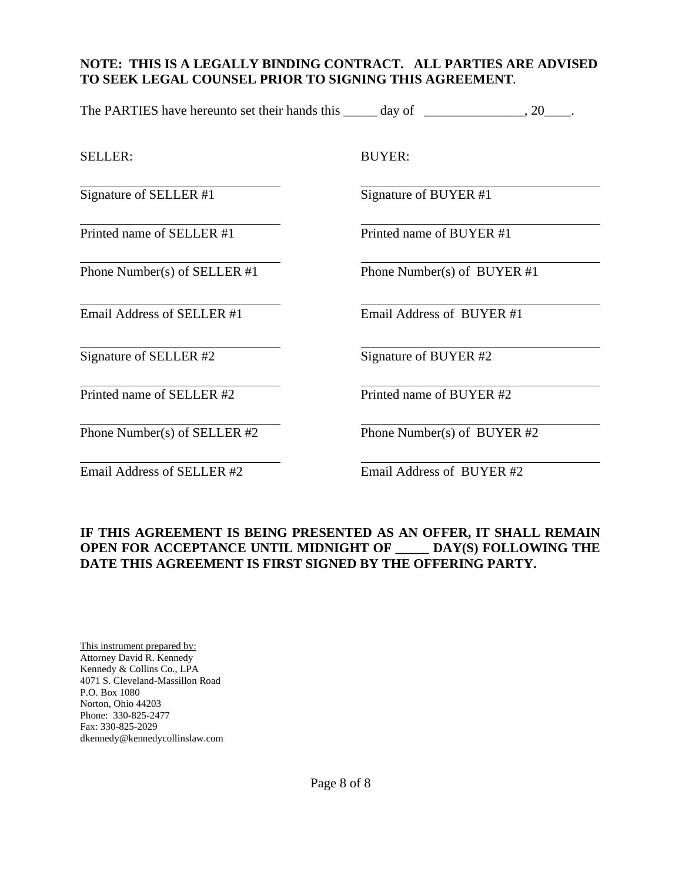**NOTE: THIS IS A LEGALLY BINDING CONTRACT. ALL PARTIES ARE ADVISED TO SEEK LEGAL COUNSEL PRIOR TO SIGNING THIS AGREEMENT**.

The PARTIES have hereunto set their hands this _____ day of _______________, 20____.

| SELLER: | BUYER: |
|---|---|
| ______________________________ | ______________________________ |
| Signature of SELLER #1 | Signature of BUYER #1 |
| ______________________________ | ______________________________ |
| Printed name of SELLER #1 | Printed name of BUYER #1 |
| ______________________________ | ______________________________ |
| Phone Number(s) of SELLER #1 | Phone Number(s) of BUYER #1 |
| ______________________________ | ______________________________ |
| Email Address of SELLER #1 | Email Address of BUYER #1 |
| ______________________________ | ______________________________ |
| Signature of SELLER #2 | Signature of BUYER #2 |
| ______________________________ | ______________________________ |
| Printed name of SELLER #2 | Printed name of BUYER #2 |
| ______________________________ | ______________________________ |
| Phone Number(s) of SELLER #2 | Phone Number(s) of BUYER #2 |
| ______________________________ | ______________________________ |
| Email Address of SELLER #2 | Email Address of BUYER #2 |

**IF THIS AGREEMENT IS BEING PRESENTED AS AN OFFER, IT SHALL REMAIN OPEN FOR ACCEPTANCE UNTIL MIDNIGHT OF _____ DAY(S) FOLLOWING THE DATE THIS AGREEMENT IS FIRST SIGNED BY THE OFFERING PARTY.**

This instrument prepared by:
Attorney David R. Kennedy
Kennedy & Collins Co., LPA
4071 S. Cleveland-Massillon Road
P.O. Box 1080
Norton, Ohio 44203
Phone: 330-825-2477
Fax: 330-825-2029
dkennedy@kennedycollinslaw.com